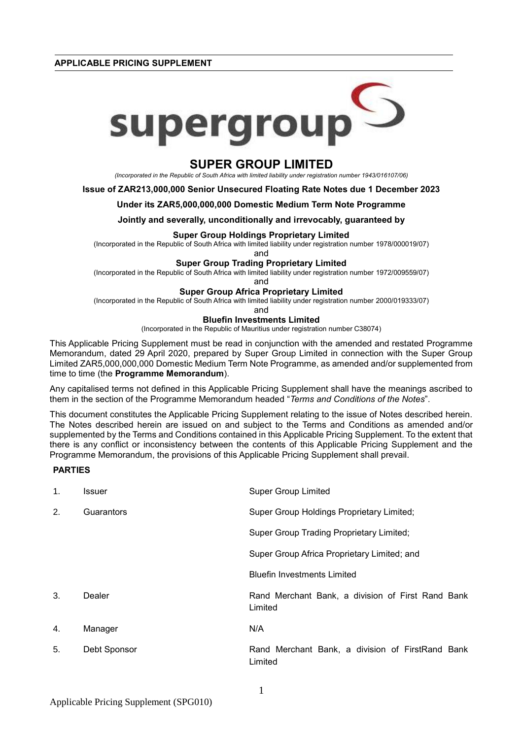**APPLICABLE PRICING SUPPLEMENT**

supergroup

# SUPER GROUP LIMITED

*(Incorporated in the Republic of South Africa with limited liability under registration number 1943/016107/06)*

**Issue of ZAR213,000,000 Senior Unsecured Floating Rate Notes due 1 December 2023**

**Under its ZAR5,000,000,000 Domestic Medium Term Note Programme**

**Jointly and severally, unconditionally and irrevocably, guaranteed by**

**Super Group Holdings Proprietary Limited**
(Incorporated in the Republic of South Africa with limited liability under registration number 1978/000019/07)

and

**Super Group Trading Proprietary Limited**
(Incorporated in the Republic of South Africa with limited liability under registration number 1972/009559/07)

and

**Super Group Africa Proprietary Limited**
(Incorporated in the Republic of South Africa with limited liability under registration number 2000/019333/07)

and

**Bluefin Investments Limited**
(Incorporated in the Republic of Mauritius under registration number C38074)

This Applicable Pricing Supplement must be read in conjunction with the amended and restated Programme Memorandum, dated 29 April 2020, prepared by Super Group Limited in connection with the Super Group Limited ZAR5,000,000,000 Domestic Medium Term Note Programme, as amended and/or supplemented from time to time (the **Programme Memorandum**).

Any capitalised terms not defined in this Applicable Pricing Supplement shall have the meanings ascribed to them in the section of the Programme Memorandum headed "*Terms and Conditions of the Notes*".

This document constitutes the Applicable Pricing Supplement relating to the issue of Notes described herein. The Notes described herein are issued on and subject to the Terms and Conditions as amended and/or supplemented by the Terms and Conditions contained in this Applicable Pricing Supplement. To the extent that there is any conflict or inconsistency between the contents of this Applicable Pricing Supplement and the Programme Memorandum, the provisions of this Applicable Pricing Supplement shall prevail.

**PARTIES**

| | | |
|---|---|---|
| 1. | Issuer | Super Group Limited |
| 2. | Guarantors | Super Group Holdings Proprietary Limited;<br>Super Group Trading Proprietary Limited;<br>Super Group Africa Proprietary Limited; and<br>Bluefin Investments Limited |
| 3. | Dealer | Rand Merchant Bank, a division of First Rand Bank Limited |
| 4. | Manager | N/A |
| 5. | Debt Sponsor | Rand Merchant Bank, a division of FirstRand Bank Limited |

Applicable Pricing Supplement (SPG010)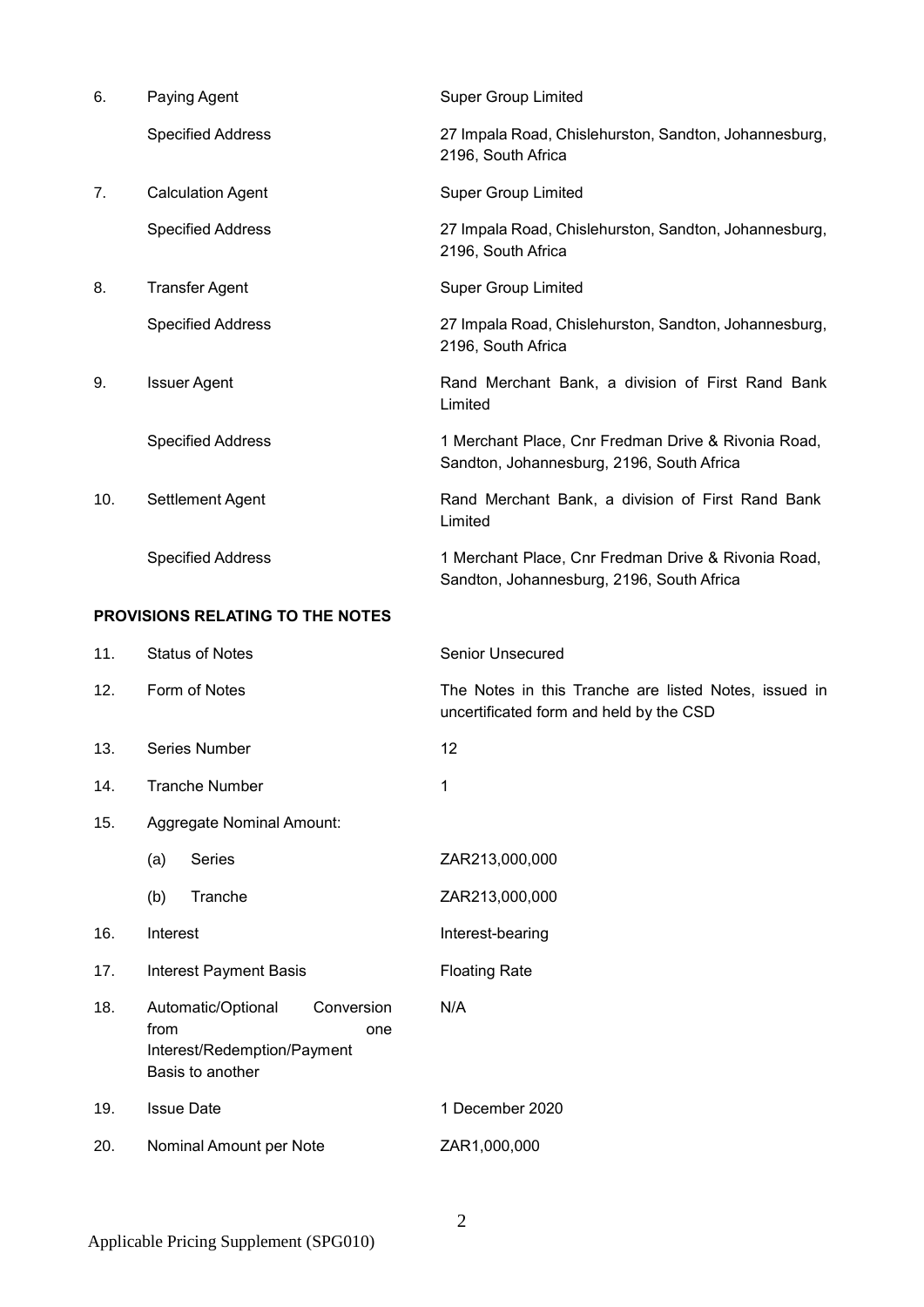| | | |
|---|---|---|
| 6. | Paying Agent | Super Group Limited |
| | Specified Address | 27 Impala Road, Chislehurston, Sandton, Johannesburg, 2196, South Africa |
| 7. | Calculation Agent | Super Group Limited |
| | Specified Address | 27 Impala Road, Chislehurston, Sandton, Johannesburg, 2196, South Africa |
| 8. | Transfer Agent | Super Group Limited |
| | Specified Address | 27 Impala Road, Chislehurston, Sandton, Johannesburg, 2196, South Africa |
| 9. | Issuer Agent | Rand Merchant Bank, a division of First Rand Bank Limited |
| | Specified Address | 1 Merchant Place, Cnr Fredman Drive & Rivonia Road, Sandton, Johannesburg, 2196, South Africa |
| 10. | Settlement Agent | Rand Merchant Bank, a division of First Rand Bank Limited |
| | Specified Address | 1 Merchant Place, Cnr Fredman Drive & Rivonia Road, Sandton, Johannesburg, 2196, South Africa |

**PROVISIONS RELATING TO THE NOTES**

| | | |
|---|---|---|
| 11. | Status of Notes | Senior Unsecured |
| 12. | Form of Notes | The Notes in this Tranche are listed Notes, issued in uncertificated form and held by the CSD |
| 13. | Series Number | 12 |
| 14. | Tranche Number | 1 |
| 15. | Aggregate Nominal Amount: | |
| | (a) Series | ZAR213,000,000 |
| | (b) Tranche | ZAR213,000,000 |
| 16. | Interest | Interest-bearing |
| 17. | Interest Payment Basis | Floating Rate |
| 18. | Automatic/Optional Conversion from one Interest/Redemption/Payment Basis to another | N/A |
| 19. | Issue Date | 1 December 2020 |
| 20. | Nominal Amount per Note | ZAR1,000,000 |

Applicable Pricing Supplement (SPG010)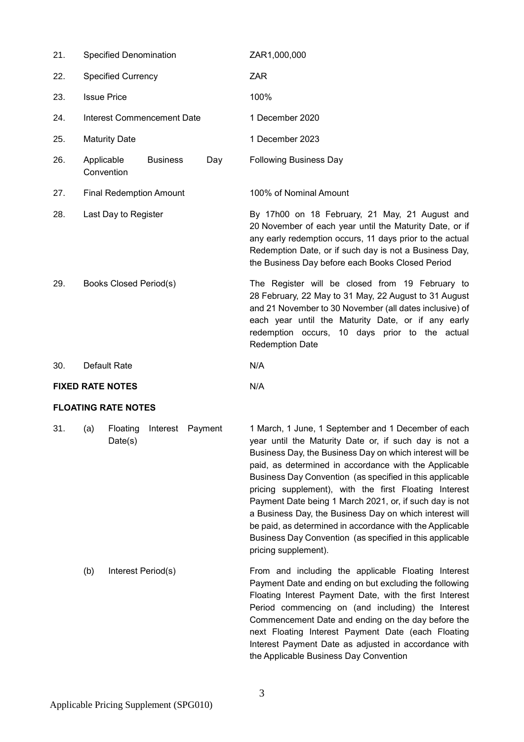| | | |
|---|---|---|
| 21. | Specified Denomination | ZAR1,000,000 |
| 22. | Specified Currency | ZAR |
| 23. | Issue Price | 100% |
| 24. | Interest Commencement Date | 1 December 2020 |
| 25. | Maturity Date | 1 December 2023 |
| 26. | Applicable Business Day Convention | Following Business Day |
| 27. | Final Redemption Amount | 100% of Nominal Amount |
| 28. | Last Day to Register | By 17h00 on 18 February, 21 May, 21 August and 20 November of each year until the Maturity Date, or if any early redemption occurs, 11 days prior to the actual Redemption Date, or if such day is not a Business Day, the Business Day before each Books Closed Period |
| 29. | Books Closed Period(s) | The Register will be closed from 19 February to 28 February, 22 May to 31 May, 22 August to 31 August and 21 November to 30 November (all dates inclusive) of each year until the Maturity Date, or if any early redemption occurs, 10 days prior to the actual Redemption Date |
| 30. | Default Rate | N/A |

**FIXED RATE NOTES** N/A

**FLOATING RATE NOTES**

| | | |
|---|---|---|
| 31. | (a) Floating Interest Payment Date(s) | 1 March, 1 June, 1 September and 1 December of each year until the Maturity Date or, if such day is not a Business Day, the Business Day on which interest will be paid, as determined in accordance with the Applicable Business Day Convention (as specified in this applicable pricing supplement), with the first Floating Interest Payment Date being 1 March 2021, or, if such day is not a Business Day, the Business Day on which interest will be paid, as determined in accordance with the Applicable Business Day Convention (as specified in this applicable pricing supplement). |
| | (b) Interest Period(s) | From and including the applicable Floating Interest Payment Date and ending on but excluding the following Floating Interest Payment Date, with the first Interest Period commencing on (and including) the Interest Commencement Date and ending on the day before the next Floating Interest Payment Date (each Floating Interest Payment Date as adjusted in accordance with the Applicable Business Day Convention |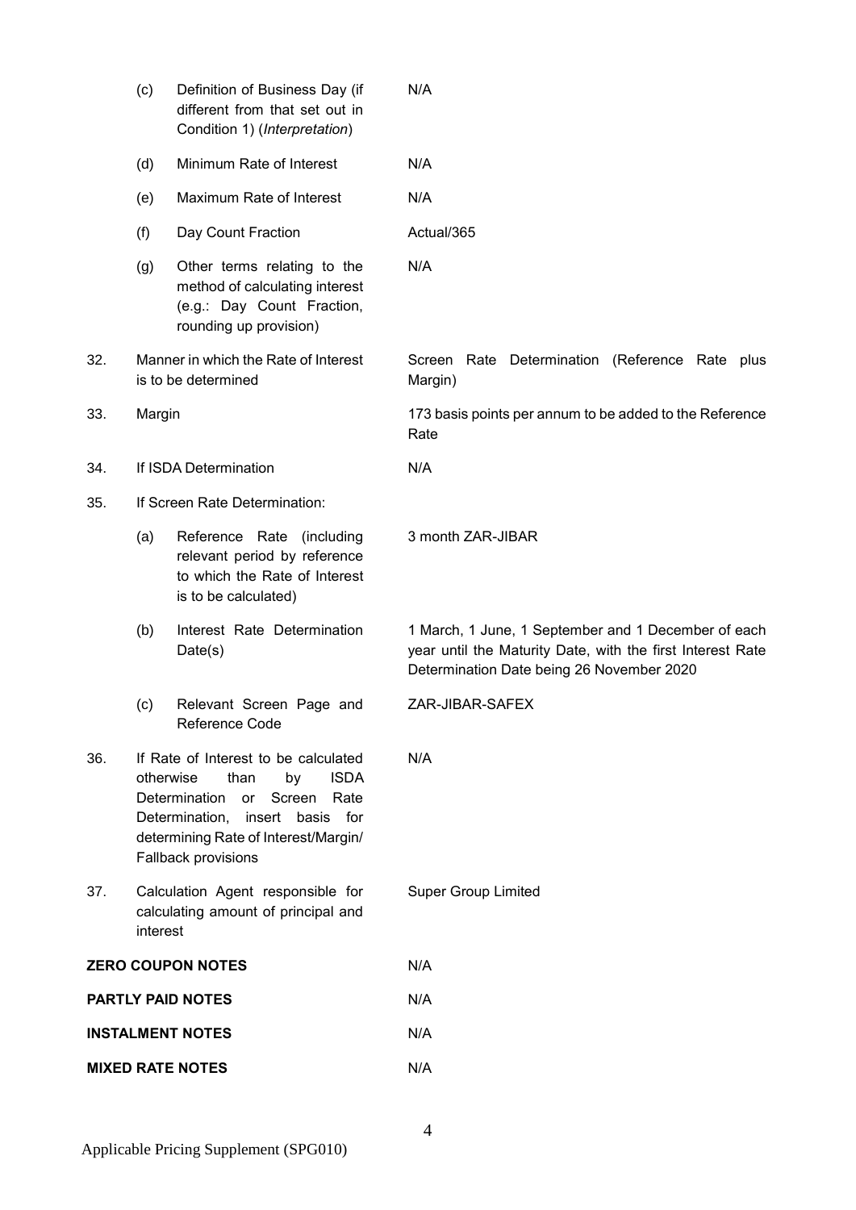| | | |
|---|---|---|
| | (c) Definition of Business Day (if different from that set out in Condition 1) (*Interpretation*) | N/A |
| | (d) Minimum Rate of Interest | N/A |
| | (e) Maximum Rate of Interest | N/A |
| | (f) Day Count Fraction | Actual/365 |
| | (g) Other terms relating to the method of calculating interest (e.g.: Day Count Fraction, rounding up provision) | N/A |
| 32. | Manner in which the Rate of Interest is to be determined | Screen Rate Determination (Reference Rate plus Margin) |
| 33. | Margin | 173 basis points per annum to be added to the Reference Rate |
| 34. | If ISDA Determination | N/A |
| 35. | If Screen Rate Determination: | |
| | (a) Reference Rate (including relevant period by reference to which the Rate of Interest is to be calculated) | 3 month ZAR-JIBAR |
| | (b) Interest Rate Determination Date(s) | 1 March, 1 June, 1 September and 1 December of each year until the Maturity Date, with the first Interest Rate Determination Date being 26 November 2020 |
| | (c) Relevant Screen Page and Reference Code | ZAR-JIBAR-SAFEX |
| 36. | If Rate of Interest to be calculated otherwise than by ISDA Determination or Screen Rate Determination, insert basis for determining Rate of Interest/Margin/ Fallback provisions | N/A |
| 37. | Calculation Agent responsible for calculating amount of principal and interest | Super Group Limited |

| | |
|---|---|
| **ZERO COUPON NOTES** | N/A |
| **PARTLY PAID NOTES** | N/A |
| **INSTALMENT NOTES** | N/A |
| **MIXED RATE NOTES** | N/A |

Applicable Pricing Supplement (SPG010)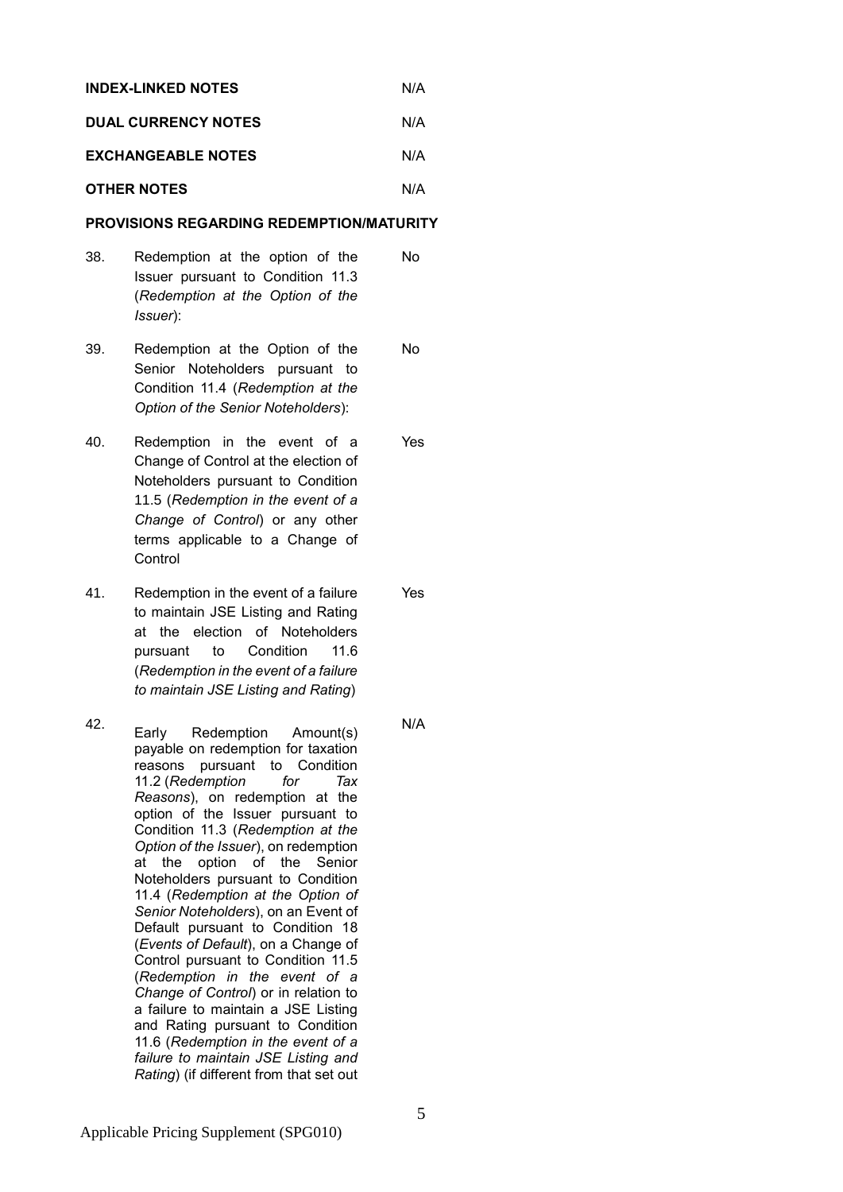| | | |
|---|---|---|
| **INDEX-LINKED NOTES** | | N/A |
| **DUAL CURRENCY NOTES** | | N/A |
| **EXCHANGEABLE NOTES** | | N/A |
| **OTHER NOTES** | | N/A |

**PROVISIONS REGARDING REDEMPTION/MATURITY**

| | | |
|---|---|---|
| 38. | Redemption at the option of the Issuer pursuant to Condition 11.3 (*Redemption at the Option of the Issuer*): | No |
| 39. | Redemption at the Option of the Senior Noteholders pursuant to Condition 11.4 (*Redemption at the Option of the Senior Noteholders*): | No |
| 40. | Redemption in the event of a Change of Control at the election of Noteholders pursuant to Condition 11.5 (*Redemption in the event of a Change of Control*) or any other terms applicable to a Change of Control | Yes |
| 41. | Redemption in the event of a failure to maintain JSE Listing and Rating at the election of Noteholders pursuant to Condition 11.6 (*Redemption in the event of a failure to maintain JSE Listing and Rating*) | Yes |
| 42. | Early Redemption Amount(s) payable on redemption for taxation reasons pursuant to Condition 11.2 (*Redemption for Tax Reasons*), on redemption at the option of the Issuer pursuant to Condition 11.3 (*Redemption at the Option of the Issuer*), on redemption at the option of the Senior Noteholders pursuant to Condition 11.4 (*Redemption at the Option of Senior Noteholders*), on an Event of Default pursuant to Condition 18 (*Events of Default*), on a Change of Control pursuant to Condition 11.5 (*Redemption in the event of a Change of Control*) or in relation to a failure to maintain a JSE Listing and Rating pursuant to Condition 11.6 (*Redemption in the event of a failure to maintain JSE Listing and Rating*) (if different from that set out | N/A |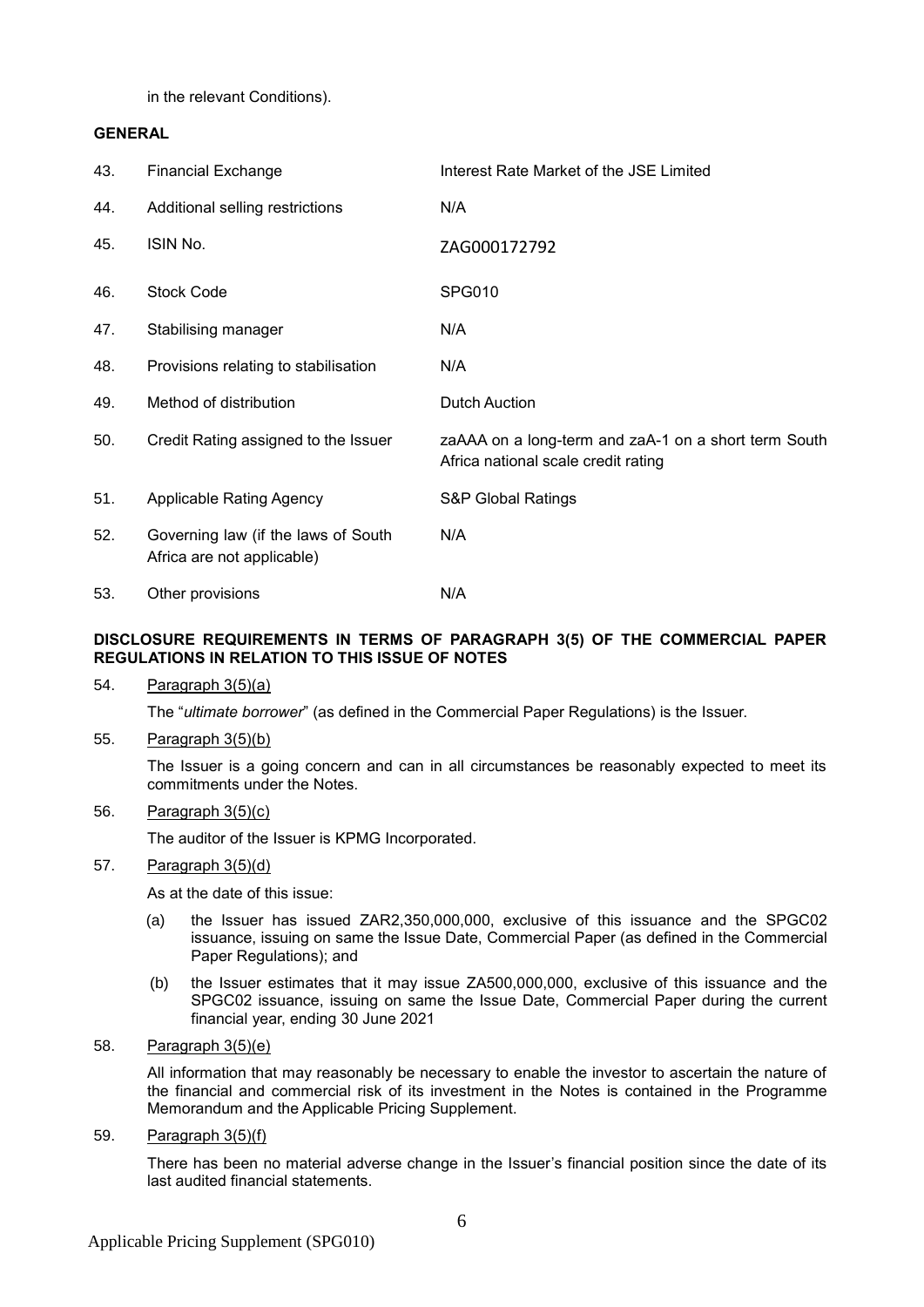in the relevant Conditions).

**GENERAL**

| | | |
|---|---|---|
| 43. | Financial Exchange | Interest Rate Market of the JSE Limited |
| 44. | Additional selling restrictions | N/A |
| 45. | ISIN No. | ZAG000172792 |
| 46. | Stock Code | SPG010 |
| 47. | Stabilising manager | N/A |
| 48. | Provisions relating to stabilisation | N/A |
| 49. | Method of distribution | Dutch Auction |
| 50. | Credit Rating assigned to the Issuer | zaAAA on a long-term and zaA-1 on a short term South Africa national scale credit rating |
| 51. | Applicable Rating Agency | S&P Global Ratings |
| 52. | Governing law (if the laws of South Africa are not applicable) | N/A |
| 53. | Other provisions | N/A |

**DISCLOSURE REQUIREMENTS IN TERMS OF PARAGRAPH 3(5) OF THE COMMERCIAL PAPER REGULATIONS IN RELATION TO THIS ISSUE OF NOTES**

54. Paragraph 3(5)(a)

    The "*ultimate borrower*" (as defined in the Commercial Paper Regulations) is the Issuer.

55. Paragraph 3(5)(b)

    The Issuer is a going concern and can in all circumstances be reasonably expected to meet its commitments under the Notes.

56. Paragraph 3(5)(c)

    The auditor of the Issuer is KPMG Incorporated.

57. Paragraph 3(5)(d)

    As at the date of this issue:

    (a) the Issuer has issued ZAR2,350,000,000, exclusive of this issuance and the SPGC02 issuance, issuing on same the Issue Date, Commercial Paper (as defined in the Commercial Paper Regulations); and

    (b) the Issuer estimates that it may issue ZA500,000,000, exclusive of this issuance and the SPGC02 issuance, issuing on same the Issue Date, Commercial Paper during the current financial year, ending 30 June 2021

58. Paragraph 3(5)(e)

    All information that may reasonably be necessary to enable the investor to ascertain the nature of the financial and commercial risk of its investment in the Notes is contained in the Programme Memorandum and the Applicable Pricing Supplement.

59. Paragraph 3(5)(f)

    There has been no material adverse change in the Issuer's financial position since the date of its last audited financial statements.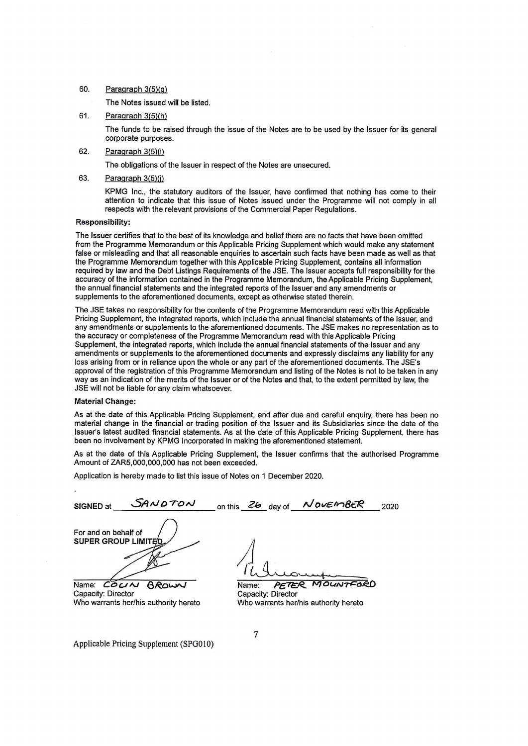60. Paragraph 3(5)(g)

    The Notes issued will be listed.

61. Paragraph 3(5)(h)

    The funds to be raised through the issue of the Notes are to be used by the Issuer for its general corporate purposes.

62. Paragraph 3(5)(i)

    The obligations of the Issuer in respect of the Notes are unsecured.

63. Paragraph 3(5)(j)

    KPMG Inc., the statutory auditors of the Issuer, have confirmed that nothing has come to their attention to indicate that this issue of Notes issued under the Programme will not comply in all respects with the relevant provisions of the Commercial Paper Regulations.

**Responsibility:**

The Issuer certifies that to the best of its knowledge and belief there are no facts that have been omitted from the Programme Memorandum or this Applicable Pricing Supplement which would make any statement false or misleading and that all reasonable enquiries to ascertain such facts have been made as well as that the Programme Memorandum together with this Applicable Pricing Supplement, contains all information required by law and the Debt Listings Requirements of the JSE. The Issuer accepts full responsibility for the accuracy of the information contained in the Programme Memorandum, the Applicable Pricing Supplement, the annual financial statements and the integrated reports of the Issuer and any amendments or supplements to the aforementioned documents, except as otherwise stated therein.

The JSE takes no responsibility for the contents of the Programme Memorandum read with this Applicable Pricing Supplement, the integrated reports, which include the annual financial statements of the Issuer, and any amendments or supplements to the aforementioned documents. The JSE makes no representation as to the accuracy or completeness of the Programme Memorandum read with this Applicable Pricing Supplement, the integrated reports, which include the annual financial statements of the Issuer and any amendments or supplements to the aforementioned documents and expressly disclaims any liability for any loss arising from or in reliance upon the whole or any part of the aforementioned documents. The JSE's approval of the registration of this Programme Memorandum and listing of the Notes is not to be taken in any way as an indication of the merits of the Issuer or of the Notes and that, to the extent permitted by law, the JSE will not be liable for any claim whatsoever.

**Material Change:**

As at the date of this Applicable Pricing Supplement, and after due and careful enquiry, there has been no material change in the financial or trading position of the Issuer and its Subsidiaries since the date of the Issuer's latest audited financial statements. As at the date of this Applicable Pricing Supplement, there has been no involvement by KPMG Incorporated in making the aforementioned statement.

As at the date of this Applicable Pricing Supplement, the Issuer confirms that the authorised Programme Amount of ZAR5,000,000,000 has not been exceeded.

Application is hereby made to list this issue of Notes on 1 December 2020.

**SIGNED** at SANDTON on this 26 day of NOVEMBER 2020

For and on behalf of
**SUPER GROUP LIMITED**

Name: COLIN BROWN
Capacity: Director
Who warrants her/his authority hereto

Name: PETER MOUNTFORD
Capacity: Director
Who warrants her/his authority hereto

Applicable Pricing Supplement (SPG010)